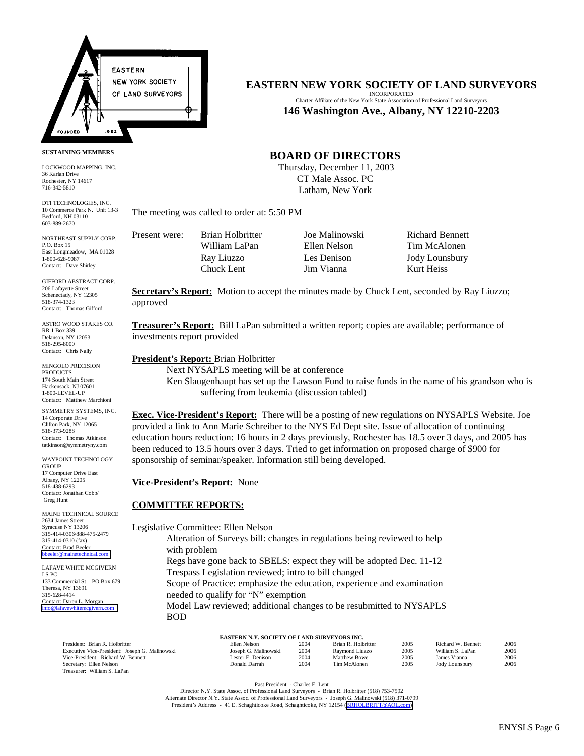**EASTERN NEW YORK SOCIETY OF LAND SURVEYORS**
INCORPORATED
Charter Affiliate of the New York State Association of Professional Land Surveyors
**146 Washington Ave., Albany, NY 12210-2203**

**SUSTAINING MEMBERS**

LOCKWOOD MAPPING, INC.
36 Karlan Drive
Rochester, NY 14617
716-342-5810

DTI TECHNOLOGIES, INC.
10 Commerce Park N. Unit 13-3
Bedford, NH 03110
603-889-2670

NORTHEAST SUPPLY CORP.
P.O. Box 15
East Longmeadow, MA 01028
1-800-628-9087
Contact: Dave Shirley

GIFFORD ABSTRACT CORP.
206 Lafayette Street
Schenectady, NY 12305
518-374-1323
Contact: Thomas Gifford

ASTRO WOOD STAKES CO.
RR 1 Box 339
Delanson, NY 12053
518-295-8000
Contact: Chris Nally

MINGOLO PRECISION PRODUCTS
174 South Main Street
Hackensack, NJ 07601
1-800-LEVEL-UP
Contact: Matthew Marchioni

SYMMETRY SYSTEMS, INC.
14 Corporate Drive
Clifton Park, NY 12065
518-373-9288
Contact: Thomas Atkinson
tatkinson@symmetryny.com

WAYPOINT TECHNOLOGY GROUP
17 Computer Drive East
Albany, NY 12205
518-438-6293
Contact: Jonathan Cobb/ Greg Hunt

MAINE TECHNICAL SOURCE
2634 James Street
Syracuse NY 13206
315-414-0306/888-475-2479
315-414-0310 (fax)
Contact: Brad Beeler
bbeeler@mainetechnical.com

LAFAVE WHITE MCGIVERN LS PC
133 Commercial St PO Box 679
Theresa, NY 13691
315-628-4414
Contact: Daren L. Morgan
info@lafavewhitemcgivern.com

## BOARD OF DIRECTORS

Thursday, December 11, 2003
CT Male Assoc. PC
Latham, New York

The meeting was called to order at: 5:50 PM

| Present were: | Brian Holbritter | Joe Malinowski | Richard Bennett |
|---|---|---|---|
| | William LaPan | Ellen Nelson | Tim McAlonen |
| | Ray Liuzzo | Les Denison | Jody Lounsbury |
| | Chuck Lent | Jim Vianna | Kurt Heiss |

**Secretary's Report:** Motion to accept the minutes made by Chuck Lent, seconded by Ray Liuzzo; approved

**Treasurer's Report:** Bill LaPan submitted a written report; copies are available; performance of investments report provided

**President's Report:** Brian Holbritter

Next NYSAPLS meeting will be at conference

Ken Slaugenhaupt has set up the Lawson Fund to raise funds in the name of his grandson who is suffering from leukemia (discussion tabled)

**Exec. Vice-President's Report:** There will be a posting of new regulations on NYSAPLS Website. Joe provided a link to Ann Marie Schreiber to the NYS Ed Dept site. Issue of allocation of continuing education hours reduction: 16 hours in 2 days previously, Rochester has 18.5 over 3 days, and 2005 has been reduced to 13.5 hours over 3 days. Tried to get information on proposed charge of $900 for sponsorship of seminar/speaker. Information still being developed.

**Vice-President's Report:** None

**COMMITTEE REPORTS:**

Legislative Committee: Ellen Nelson

Alteration of Surveys bill: changes in regulations being reviewed to help with problem

Regs have gone back to SBELS: expect they will be adopted Dec. 11-12

Trespass Legislation reviewed; intro to bill changed

Scope of Practice: emphasize the education, experience and examination needed to qualify for "N" exemption

Model Law reviewed; additional changes to be resubmitted to NYSAPLS BOD

**EASTERN N.Y. SOCIETY OF LAND SURVEYORS INC.**

| | | | | | | |
|---|---|---|---|---|---|---|
| President: Brian R. Holbritter | Ellen Nelson | 2004 | Brian R. Holbritter | 2005 | Richard W. Bennett | 2006 |
| Executive Vice-President: Joseph G. Malinowski | Joseph G. Malinowski | 2004 | Raymond Liuzzo | 2005 | William S. LaPan | 2006 |
| Vice-President: Richard W. Bennett | Lester E. Denison | 2004 | Matthew Bowe | 2005 | James Vianna | 2006 |
| Secretary: Ellen Nelson | Donald Darrah | 2004 | Tim McAlonen | 2005 | Jody Lounsbury | 2006 |
| Treasurer: William S. LaPan | | | | | | |

Past President - Charles E. Lent
Director N.Y. State Assoc. of Professional Land Surveyors - Brian R. Holbritter (518) 753-7592
Alternate Director N.Y. State Assoc. of Professional Land Surveyors - Joseph G. Malinowski (518) 371-0799
President's Address - 41 E. Schaghticoke Road, Schaghticoke, NY 12154 (BRHOLBRITT@AOL.com)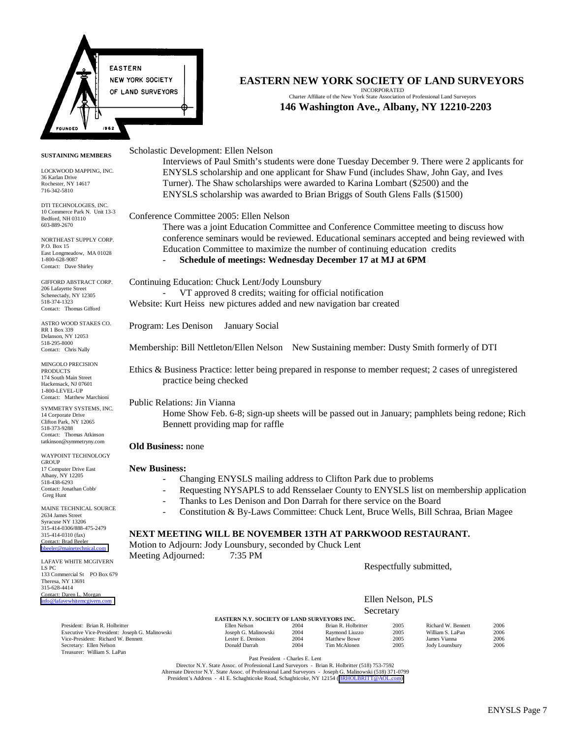# EASTERN NEW YORK SOCIETY OF LAND SURVEYORS

INCORPORATED

Charter Affiliate of the New York State Association of Professional Land Surveyors

**146 Washington Ave., Albany, NY 12210-2203**

**SUSTAINING MEMBERS**

LOCKWOOD MAPPING, INC.
36 Karlan Drive
Rochester, NY 14617
716-342-5810

DTI TECHNOLOGIES, INC.
10 Commerce Park N. Unit 13-3
Bedford, NH 03110
603-889-2670

NORTHEAST SUPPLY CORP.
P.O. Box 15
East Longmeadow, MA 01028
1-800-628-9087
Contact: Dave Shirley

GIFFORD ABSTRACT CORP.
206 Lafayette Street
Schenectady, NY 12305
518-374-1323
Contact: Thomas Gifford

ASTRO WOOD STAKES CO.
RR 1 Box 339
Delanson, NY 12053
518-295-8000
Contact: Chris Nally

MINGOLO PRECISION PRODUCTS
174 South Main Street
Hackensack, NJ 07601
1-800-LEVEL-UP
Contact: Matthew Marchioni

SYMMETRY SYSTEMS, INC.
14 Corporate Drive
Clifton Park, NY 12065
518-373-9288
Contact: Thomas Atkinson
tatkinson@symmetryny.com

WAYPOINT TECHNOLOGY GROUP
17 Computer Drive East
Albany, NY 12205
518-438-6293
Contact: Jonathan Cobb/ Greg Hunt

MAINE TECHNICAL SOURCE
2634 James Street
Syracuse NY 13206
315-414-0306/888-475-2479
315-414-0310 (fax)
Contact: Brad Beeler
bbeeler@mainetechnical.com

LAFAVE WHITE MCGIVERN LS PC
133 Commercial St PO Box 679
Theresa, NY 13691
315-628-4414
Contact: Daren L. Morgan
info@lafavewhitemcgivern.com

Scholastic Development: Ellen Nelson

Interviews of Paul Smith's students were done Tuesday December 9. There were 2 applicants for ENYSLS scholarship and one applicant for Shaw Fund (includes Shaw, John Gay, and Ives Turner). The Shaw scholarships were awarded to Karina Lombart ($2500) and the ENYSLS scholarship was awarded to Brian Briggs of South Glens Falls ($1500)

Conference Committee 2005: Ellen Nelson

There was a joint Education Committee and Conference Committee meeting to discuss how conference seminars would be reviewed. Educational seminars accepted and being reviewed with Education Committee to maximize the number of continuing education credits

- **Schedule of meetings: Wednesday December 17 at MJ at 6PM**

Continuing Education: Chuck Lent/Jody Lounsbury

- VT approved 8 credits; waiting for official notification

Website: Kurt Heiss new pictures added and new navigation bar created

Program: Les Denison January Social

Membership: Bill Nettleton/Ellen Nelson New Sustaining member: Dusty Smith formerly of DTI

Ethics & Business Practice: letter being prepared in response to member request; 2 cases of unregistered practice being checked

Public Relations: Jin Vianna

Home Show Feb. 6-8; sign-up sheets will be passed out in January; pamphlets being redone; Rich Bennett providing map for raffle

**Old Business:** none

**New Business:**

- Changing ENYSLS mailing address to Clifton Park due to problems
- Requesting NYSAPLS to add Rensselaer County to ENYSLS list on membership application
- Thanks to Les Denison and Don Darrah for there service on the Board
- Constitution & By-Laws Committee: Chuck Lent, Bruce Wells, Bill Schraa, Brian Magee

**NEXT MEETING WILL BE NOVEMBER 13TH AT PARKWOOD RESTAURANT.**

Motion to Adjourn: Jody Lounsbury, seconded by Chuck Lent

Meeting Adjourned: 7:35 PM

Respectfully submitted,

Ellen Nelson, PLS
Secretary

**EASTERN N.Y. SOCIETY OF LAND SURVEYORS INC.**

| | | | | | | |
|---|---|---|---|---|---|---|
| President: Brian R. Holbritter | Ellen Nelson | 2004 | Brian R. Holbritter | 2005 | Richard W. Bennett | 2006 |
| Executive Vice-President: Joseph G. Malinowski | Joseph G. Malinowski | 2004 | Raymond Liuzzo | 2005 | William S. LaPan | 2006 |
| Vice-President: Richard W. Bennett | Lester E. Denison | 2004 | Matthew Bowe | 2005 | James Vianna | 2006 |
| Secretary: Ellen Nelson | Donald Darrah | 2004 | Tim McAlonen | 2005 | Jody Lounsbury | 2006 |
| Treasurer: William S. LaPan | | | | | | |

Past President - Charles E. Lent

Director N.Y. State Assoc. of Professional Land Surveyors - Brian R. Holbritter (518) 753-7592

Alternate Director N.Y. State Assoc. of Professional Land Surveyors - Joseph G. Malinowski (518) 371-0799

President's Address - 41 E. Schaghticoke Road, Schaghticoke, NY 12154 (BRHOLBRITT@AOL.com)